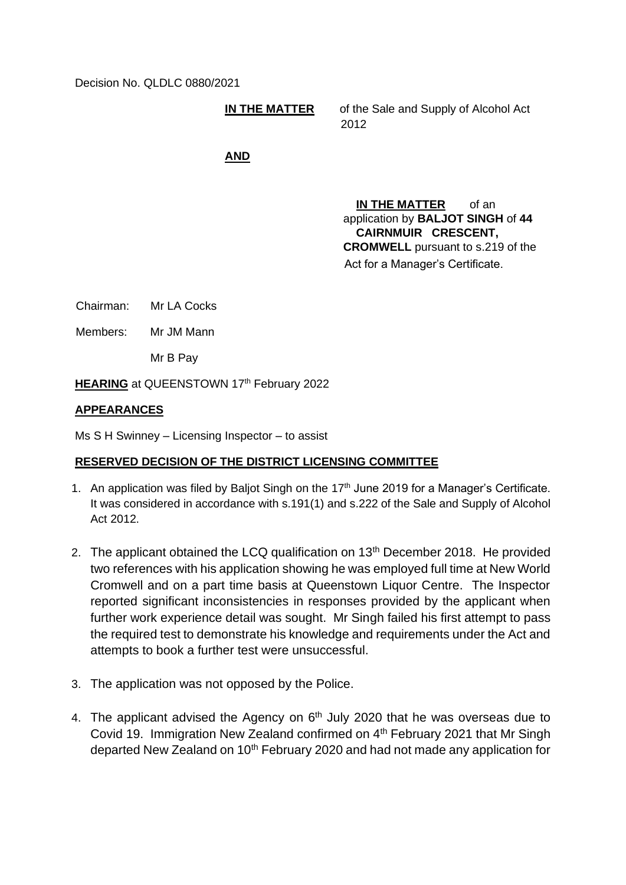Decision No. QLDLC 0880/2021

**IN THE MATTER** of the Sale and Supply of Alcohol Act 2012

**AND**

**IN THE MATTER** of an application by **BALJOT SINGH** of **44 CAIRNMUIR CRESCENT, CROMWELL** pursuant to s.219 of the Act for a Manager's Certificate.

Chairman: Mr LA Cocks

Members: Mr JM Mann

Mr B Pay

**HEARING** at QUEENSTOWN 17th February 2022

**APPEARANCES**

Ms S H Swinney – Licensing Inspector – to assist

**RESERVED DECISION OF THE DISTRICT LICENSING COMMITTEE**

1. An application was filed by Baljot Singh on the 17th June 2019 for a Manager's Certificate. It was considered in accordance with s.191(1) and s.222 of the Sale and Supply of Alcohol Act 2012.

2. The applicant obtained the LCQ qualification on 13th December 2018. He provided two references with his application showing he was employed full time at New World Cromwell and on a part time basis at Queenstown Liquor Centre. The Inspector reported significant inconsistencies in responses provided by the applicant when further work experience detail was sought. Mr Singh failed his first attempt to pass the required test to demonstrate his knowledge and requirements under the Act and attempts to book a further test were unsuccessful.

3. The application was not opposed by the Police.

4. The applicant advised the Agency on 6th July 2020 that he was overseas due to Covid 19. Immigration New Zealand confirmed on 4th February 2021 that Mr Singh departed New Zealand on 10th February 2020 and had not made any application for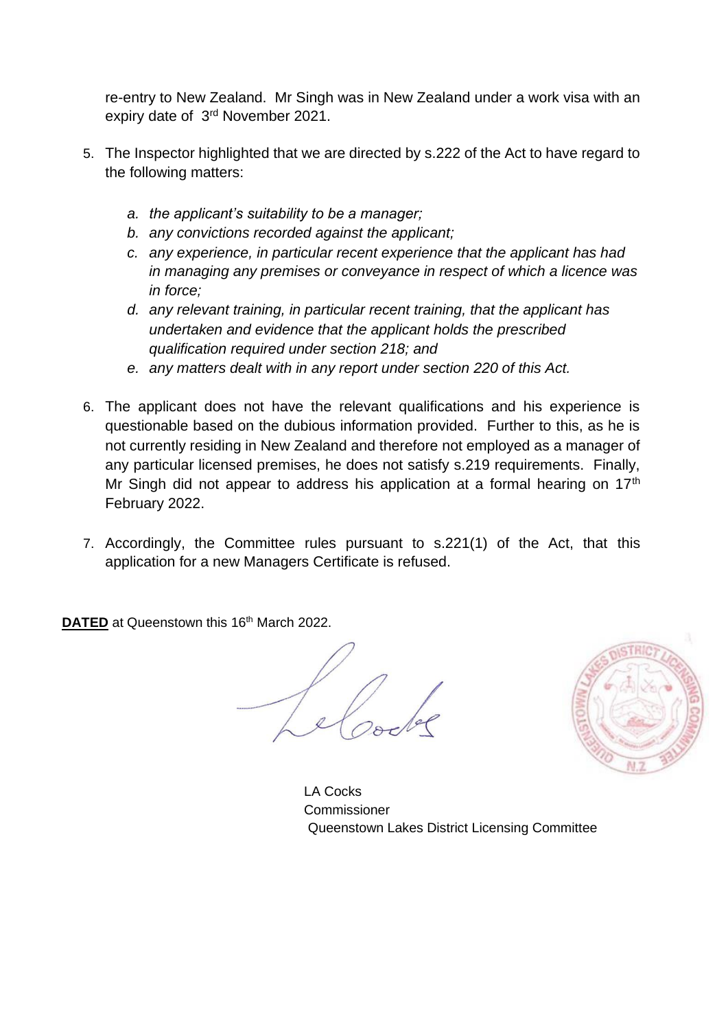re-entry to New Zealand. Mr Singh was in New Zealand under a work visa with an expiry date of 3rd November 2021.

5. The Inspector highlighted that we are directed by s.222 of the Act to have regard to the following matters:

   a. *the applicant's suitability to be a manager;*
   b. *any convictions recorded against the applicant;*
   c. *any experience, in particular recent experience that the applicant has had in managing any premises or conveyance in respect of which a licence was in force;*
   d. *any relevant training, in particular recent training, that the applicant has undertaken and evidence that the applicant holds the prescribed qualification required under section 218; and*
   e. *any matters dealt with in any report under section 220 of this Act.*

6. The applicant does not have the relevant qualifications and his experience is questionable based on the dubious information provided. Further to this, as he is not currently residing in New Zealand and therefore not employed as a manager of any particular licensed premises, he does not satisfy s.219 requirements. Finally, Mr Singh did not appear to address his application at a formal hearing on 17th February 2022.

7. Accordingly, the Committee rules pursuant to s.221(1) of the Act, that this application for a new Managers Certificate is refused.

**DATED** at Queenstown this 16th March 2022.

LA Cocks
Commissioner
Queenstown Lakes District Licensing Committee